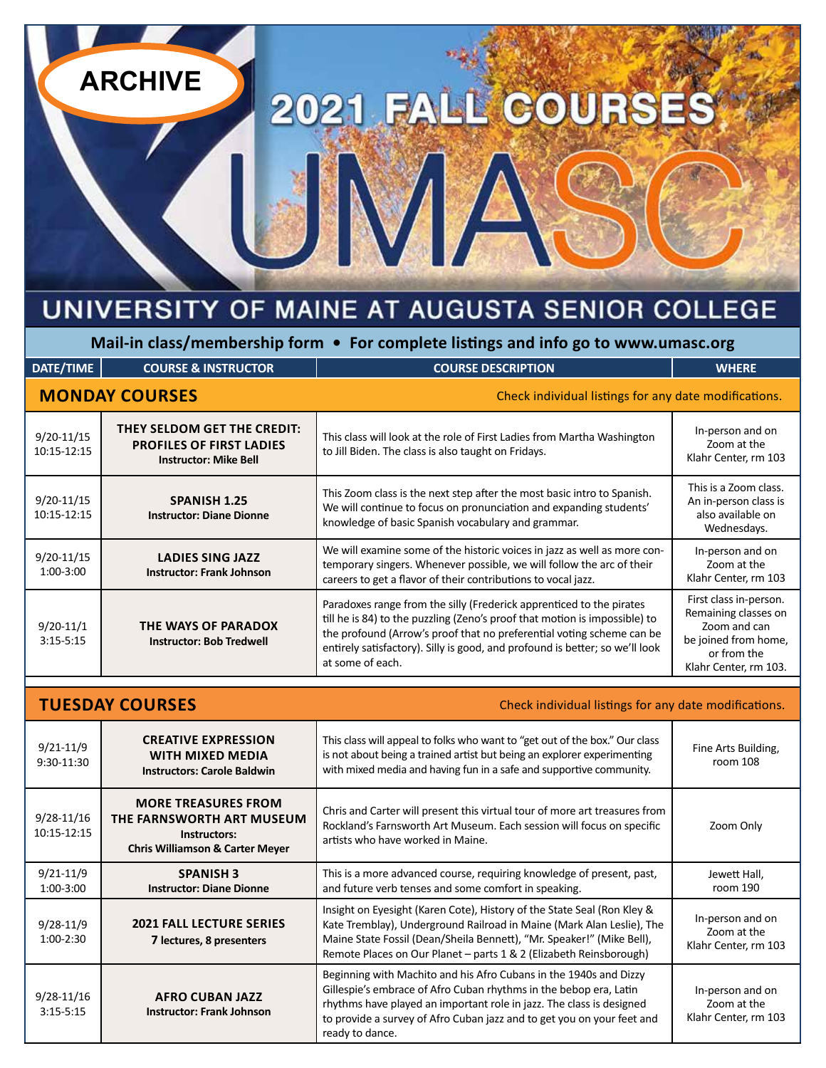ARCHIVE

# 2021 FALL COURSES

# UMASC

## UNIVERSITY OF MAINE AT AUGUSTA SENIOR COLLEGE

**Mail-in class/membership form • For complete listings and info go to www.umasc.org**

| DATE/TIME | COURSE & INSTRUCTOR | COURSE DESCRIPTION | WHERE |
|---|---|---|---|
| **MONDAY COURSES** | | Check individual listings for any date modifications. | |
| 9/20-11/15 10:15-12:15 | **THEY SELDOM GET THE CREDIT: PROFILES OF FIRST LADIES** **Instructor: Mike Bell** | This class will look at the role of First Ladies from Martha Washington to Jill Biden. The class is also taught on Fridays. | In-person and on Zoom at the Klahr Center, rm 103 |
| 9/20-11/15 10:15-12:15 | **SPANISH 1.25** **Instructor: Diane Dionne** | This Zoom class is the next step after the most basic intro to Spanish. We will continue to focus on pronunciation and expanding students' knowledge of basic Spanish vocabulary and grammar. | This is a Zoom class. An in-person class is also available on Wednesdays. |
| 9/20-11/15 1:00-3:00 | **LADIES SING JAZZ** **Instructor: Frank Johnson** | We will examine some of the historic voices in jazz as well as more contemporary singers. Whenever possible, we will follow the arc of their careers to get a flavor of their contributions to vocal jazz. | In-person and on Zoom at the Klahr Center, rm 103 |
| 9/20-11/1 3:15-5:15 | **THE WAYS OF PARADOX** **Instructor: Bob Tredwell** | Paradoxes range from the silly (Frederick apprenticed to the pirates till he is 84) to the puzzling (Zeno's proof that motion is impossible) to the profound (Arrow's proof that no preferential voting scheme can be entirely satisfactory). Silly is good, and profound is better; so we'll look at some of each. | First class in-person. Remaining classes on Zoom and can be joined from home, or from the Klahr Center, rm 103. |
| **TUESDAY COURSES** | | Check individual listings for any date modifications. | |
| 9/21-11/9 9:30-11:30 | **CREATIVE EXPRESSION WITH MIXED MEDIA** **Instructors: Carole Baldwin** | This class will appeal to folks who want to "get out of the box." Our class is not about being a trained artist but being an explorer experimenting with mixed media and having fun in a safe and supportive community. | Fine Arts Building, room 108 |
| 9/28-11/16 10:15-12:15 | **MORE TREASURES FROM THE FARNSWORTH ART MUSEUM** **Instructors: Chris Williamson & Carter Meyer** | Chris and Carter will present this virtual tour of more art treasures from Rockland's Farnsworth Art Museum. Each session will focus on specific artists who have worked in Maine. | Zoom Only |
| 9/21-11/9 1:00-3:00 | **SPANISH 3** **Instructor: Diane Dionne** | This is a more advanced course, requiring knowledge of present, past, and future verb tenses and some comfort in speaking. | Jewett Hall, room 190 |
| 9/28-11/9 1:00-2:30 | **2021 FALL LECTURE SERIES** **7 lectures, 8 presenters** | Insight on Eyesight (Karen Cote), History of the State Seal (Ron Kley & Kate Tremblay), Underground Railroad in Maine (Mark Alan Leslie), The Maine State Fossil (Dean/Sheila Bennett), "Mr. Speaker!" (Mike Bell), Remote Places on Our Planet – parts 1 & 2 (Elizabeth Reinsborough) | In-person and on Zoom at the Klahr Center, rm 103 |
| 9/28-11/16 3:15-5:15 | **AFRO CUBAN JAZZ** **Instructor: Frank Johnson** | Beginning with Machito and his Afro Cubans in the 1940s and Dizzy Gillespie's embrace of Afro Cuban rhythms in the bebop era, Latin rhythms have played an important role in jazz. The class is designed to provide a survey of Afro Cuban jazz and to get you on your feet and ready to dance. | In-person and on Zoom at the Klahr Center, rm 103 |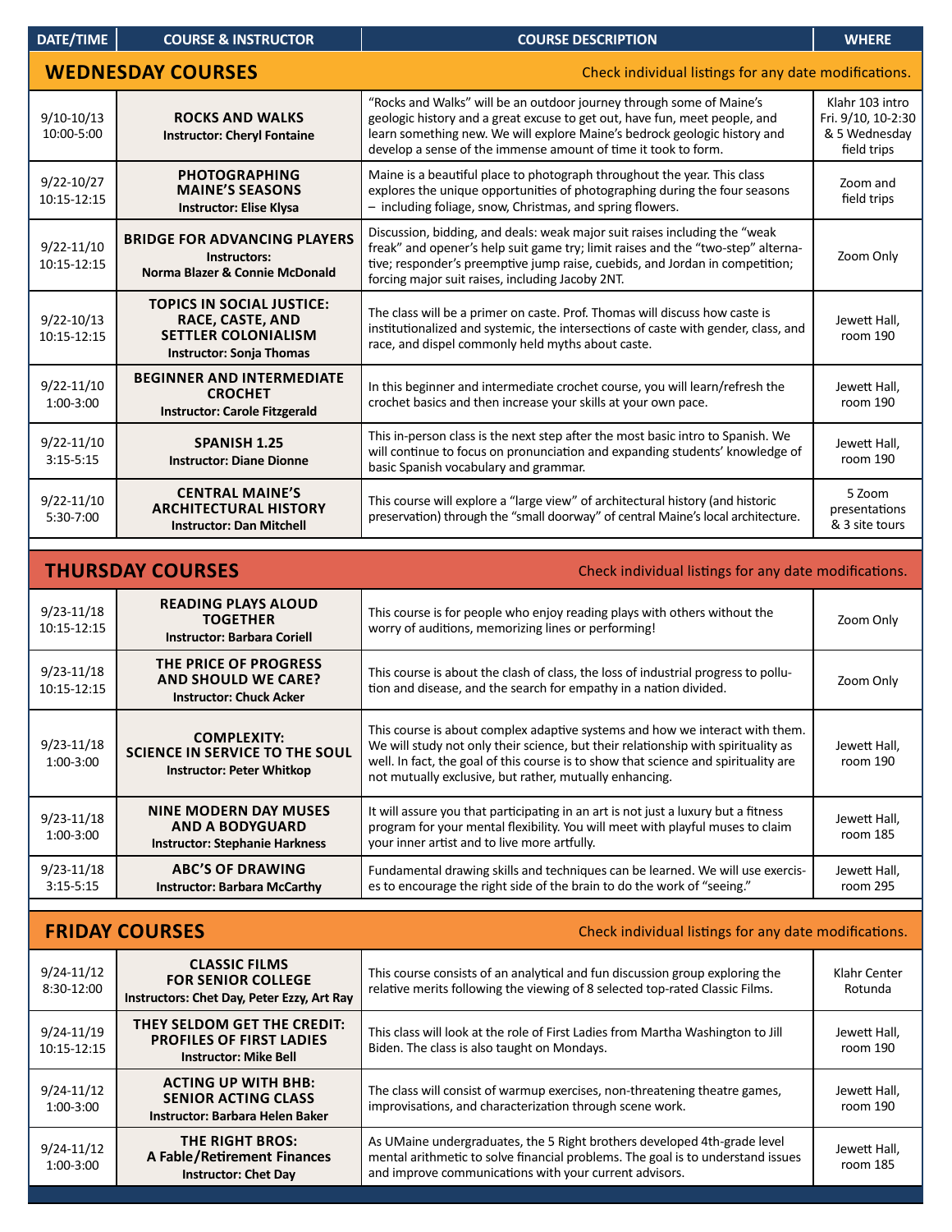| DATE/TIME | COURSE & INSTRUCTOR | COURSE DESCRIPTION | WHERE |
|---|---|---|---|
| **WEDNESDAY COURSES** | | Check individual listings for any date modifications. | |
| 9/10-10/13 10:00-5:00 | **ROCKS AND WALKS** **Instructor: Cheryl Fontaine** | "Rocks and Walks" will be an outdoor journey through some of Maine's geologic history and a great excuse to get out, have fun, meet people, and learn something new. We will explore Maine's bedrock geologic history and develop a sense of the immense amount of time it took to form. | Klahr 103 intro Fri. 9/10, 10-2:30 & 5 Wednesday field trips |
| 9/22-10/27 10:15-12:15 | **PHOTOGRAPHING MAINE'S SEASONS** **Instructor: Elise Klysa** | Maine is a beautiful place to photograph throughout the year. This class explores the unique opportunities of photographing during the four seasons – including foliage, snow, Christmas, and spring flowers. | Zoom and field trips |
| 9/22-11/10 10:15-12:15 | **BRIDGE FOR ADVANCING PLAYERS** **Instructors: Norma Blazer & Connie McDonald** | Discussion, bidding, and deals: weak major suit raises including the "weak freak" and opener's help suit game try; limit raises and the "two-step" alternative; responder's preemptive jump raise, cuebids, and Jordan in competition; forcing major suit raises, including Jacoby 2NT. | Zoom Only |
| 9/22-10/13 10:15-12:15 | **TOPICS IN SOCIAL JUSTICE: RACE, CASTE, AND SETTLER COLONIALISM** **Instructor: Sonja Thomas** | The class will be a primer on caste. Prof. Thomas will discuss how caste is institutionalized and systemic, the intersections of caste with gender, class, and race, and dispel commonly held myths about caste. | Jewett Hall, room 190 |
| 9/22-11/10 1:00-3:00 | **BEGINNER AND INTERMEDIATE CROCHET** **Instructor: Carole Fitzgerald** | In this beginner and intermediate crochet course, you will learn/refresh the crochet basics and then increase your skills at your own pace. | Jewett Hall, room 190 |
| 9/22-11/10 3:15-5:15 | **SPANISH 1.25** **Instructor: Diane Dionne** | This in-person class is the next step after the most basic intro to Spanish. We will continue to focus on pronunciation and expanding students' knowledge of basic Spanish vocabulary and grammar. | Jewett Hall, room 190 |
| 9/22-11/10 5:30-7:00 | **CENTRAL MAINE'S ARCHITECTURAL HISTORY** **Instructor: Dan Mitchell** | This course will explore a "large view" of architectural history (and historic preservation) through the "small doorway" of central Maine's local architecture. | 5 Zoom presentations & 3 site tours |
| **THURSDAY COURSES** | | Check individual listings for any date modifications. | |
| 9/23-11/18 10:15-12:15 | **READING PLAYS ALOUD TOGETHER** **Instructor: Barbara Coriell** | This course is for people who enjoy reading plays with others without the worry of auditions, memorizing lines or performing! | Zoom Only |
| 9/23-11/18 10:15-12:15 | **THE PRICE OF PROGRESS AND SHOULD WE CARE?** **Instructor: Chuck Acker** | This course is about the clash of class, the loss of industrial progress to pollution and disease, and the search for empathy in a nation divided. | Zoom Only |
| 9/23-11/18 1:00-3:00 | **COMPLEXITY: SCIENCE IN SERVICE TO THE SOUL** **Instructor: Peter Whitkop** | This course is about complex adaptive systems and how we interact with them. We will study not only their science, but their relationship with spirituality as well. In fact, the goal of this course is to show that science and spirituality are not mutually exclusive, but rather, mutually enhancing. | Jewett Hall, room 190 |
| 9/23-11/18 1:00-3:00 | **NINE MODERN DAY MUSES AND A BODYGUARD** **Instructor: Stephanie Harkness** | It will assure you that participating in an art is not just a luxury but a fitness program for your mental flexibility. You will meet with playful muses to claim your inner artist and to live more artfully. | Jewett Hall, room 185 |
| 9/23-11/18 3:15-5:15 | **ABC'S OF DRAWING** **Instructor: Barbara McCarthy** | Fundamental drawing skills and techniques can be learned. We will use exercises to encourage the right side of the brain to do the work of "seeing." | Jewett Hall, room 295 |
| **FRIDAY COURSES** | | Check individual listings for any date modifications. | |
| 9/24-11/12 8:30-12:00 | **CLASSIC FILMS FOR SENIOR COLLEGE** **Instructors: Chet Day, Peter Ezzy, Art Ray** | This course consists of an analytical and fun discussion group exploring the relative merits following the viewing of 8 selected top-rated Classic Films. | Klahr Center Rotunda |
| 9/24-11/19 10:15-12:15 | **THEY SELDOM GET THE CREDIT: PROFILES OF FIRST LADIES** **Instructor: Mike Bell** | This class will look at the role of First Ladies from Martha Washington to Jill Biden. The class is also taught on Mondays. | Jewett Hall, room 190 |
| 9/24-11/12 1:00-3:00 | **ACTING UP WITH BHB: SENIOR ACTING CLASS** **Instructor: Barbara Helen Baker** | The class will consist of warmup exercises, non-threatening theatre games, improvisations, and characterization through scene work. | Jewett Hall, room 190 |
| 9/24-11/12 1:00-3:00 | **THE RIGHT BROS: A Fable/Retirement Finances** **Instructor: Chet Day** | As UMaine undergraduates, the 5 Right brothers developed 4th-grade level mental arithmetic to solve financial problems. The goal is to understand issues and improve communications with your current advisors. | Jewett Hall, room 185 |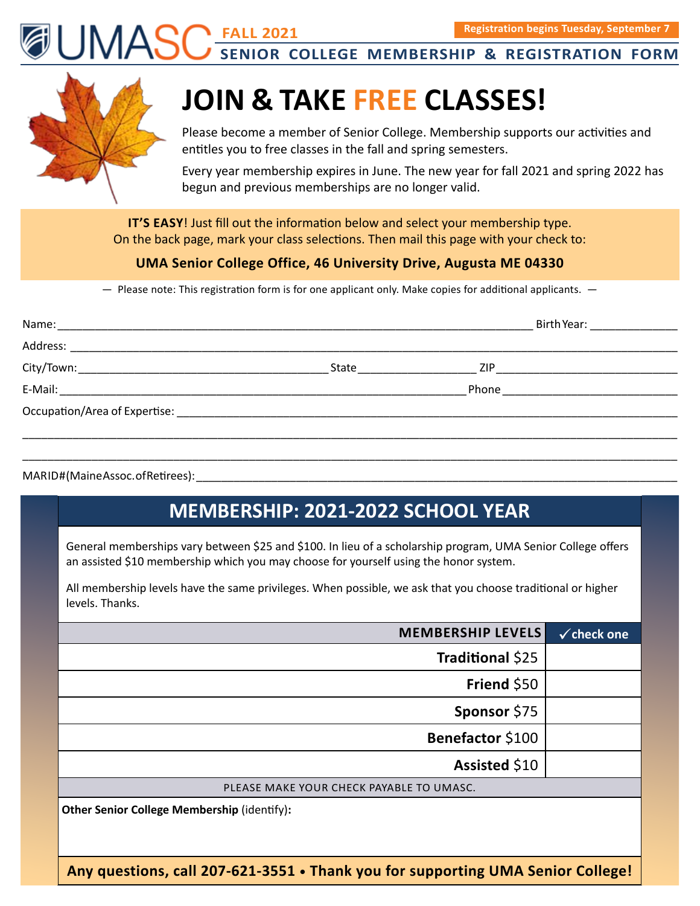UMASC **FALL 2021** **Registration begins Tuesday, September 7**

**SENIOR COLLEGE MEMBERSHIP & REGISTRATION FORM**

# JOIN & TAKE FREE CLASSES!

Please become a member of Senior College. Membership supports our activities and entitles you to free classes in the fall and spring semesters.

Every year membership expires in June. The new year for fall 2021 and spring 2022 has begun and previous memberships are no longer valid.

**IT'S EASY**! Just fill out the information below and select your membership type. On the back page, mark your class selections. Then mail this page with your check to:

**UMA Senior College Office, 46 University Drive, Augusta ME 04330**

— Please note: This registration form is for one applicant only. Make copies for additional applicants. —

Name: ______________________________ Birth Year: __________

Address: ______________________________

City/Town: ____________________ State __________ ZIP __________

E-Mail: ____________________ Phone __________

Occupation/Area of Expertise: ______________________________

______________________________

______________________________

MARID#(Maine Assoc. of Retirees): ______________________________

## MEMBERSHIP: 2021-2022 SCHOOL YEAR

General memberships vary between $25 and $100. In lieu of a scholarship program, UMA Senior College offers an assisted $10 membership which you may choose for yourself using the honor system.

All membership levels have the same privileges. When possible, we ask that you choose traditional or higher levels. Thanks.

| MEMBERSHIP LEVELS | ✓check one |
|---|---|
| **Traditional** $25 | |
| **Friend** $50 | |
| **Sponsor** $75 | |
| **Benefactor** $100 | |
| **Assisted** $10 | |

PLEASE MAKE YOUR CHECK PAYABLE TO UMASC.

**Other Senior College Membership** (identify)**:**

**Any questions, call 207-621-3551 • Thank you for supporting UMA Senior College!**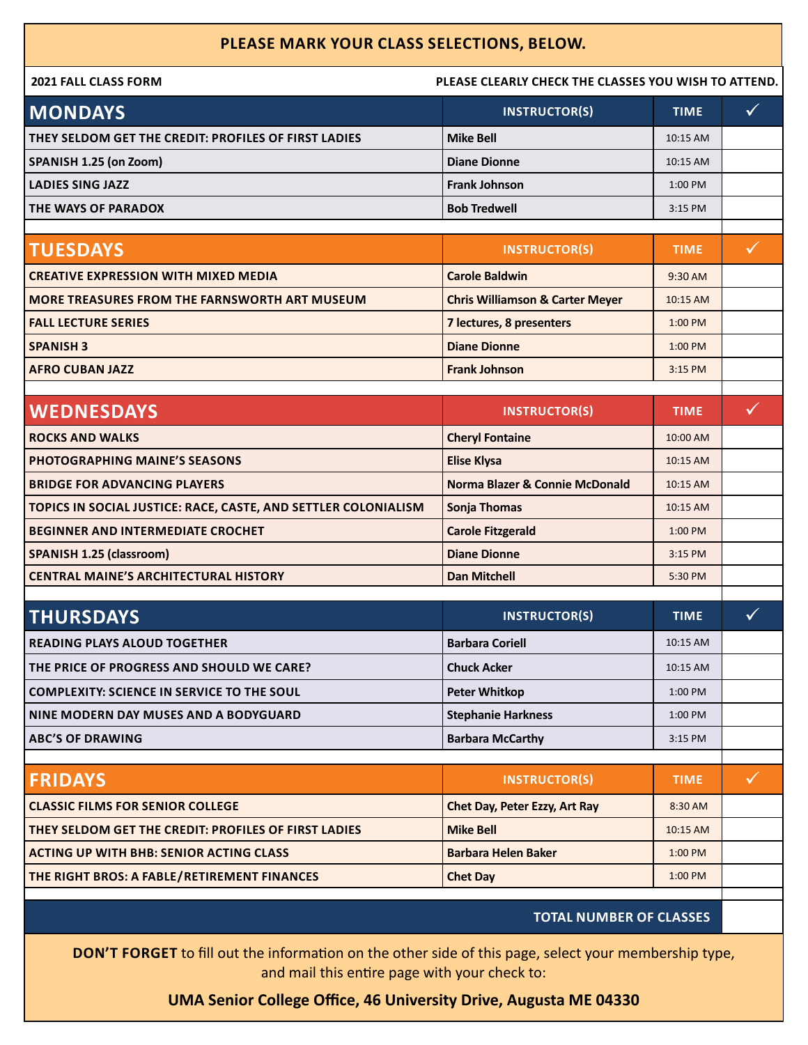**PLEASE MARK YOUR CLASS SELECTIONS, BELOW.**

**2021 FALL CLASS FORM** — **PLEASE CLEARLY CHECK THE CLASSES YOU WISH TO ATTEND.**

| MONDAYS | INSTRUCTOR(S) | TIME | ✓ |
|---|---|---|---|
| THEY SELDOM GET THE CREDIT: PROFILES OF FIRST LADIES | Mike Bell | 10:15 AM | |
| SPANISH 1.25 (on Zoom) | Diane Dionne | 10:15 AM | |
| LADIES SING JAZZ | Frank Johnson | 1:00 PM | |
| THE WAYS OF PARADOX | Bob Tredwell | 3:15 PM | |

| TUESDAYS | INSTRUCTOR(S) | TIME | ✓ |
|---|---|---|---|
| CREATIVE EXPRESSION WITH MIXED MEDIA | Carole Baldwin | 9:30 AM | |
| MORE TREASURES FROM THE FARNSWORTH ART MUSEUM | Chris Williamson & Carter Meyer | 10:15 AM | |
| FALL LECTURE SERIES | 7 lectures, 8 presenters | 1:00 PM | |
| SPANISH 3 | Diane Dionne | 1:00 PM | |
| AFRO CUBAN JAZZ | Frank Johnson | 3:15 PM | |

| WEDNESDAYS | INSTRUCTOR(S) | TIME | ✓ |
|---|---|---|---|
| ROCKS AND WALKS | Cheryl Fontaine | 10:00 AM | |
| PHOTOGRAPHING MAINE'S SEASONS | Elise Klysa | 10:15 AM | |
| BRIDGE FOR ADVANCING PLAYERS | Norma Blazer & Connie McDonald | 10:15 AM | |
| TOPICS IN SOCIAL JUSTICE: RACE, CASTE, AND SETTLER COLONIALISM | Sonja Thomas | 10:15 AM | |
| BEGINNER AND INTERMEDIATE CROCHET | Carole Fitzgerald | 1:00 PM | |
| SPANISH 1.25 (classroom) | Diane Dionne | 3:15 PM | |
| CENTRAL MAINE'S ARCHITECTURAL HISTORY | Dan Mitchell | 5:30 PM | |

| THURSDAYS | INSTRUCTOR(S) | TIME | ✓ |
|---|---|---|---|
| READING PLAYS ALOUD TOGETHER | Barbara Coriell | 10:15 AM | |
| THE PRICE OF PROGRESS AND SHOULD WE CARE? | Chuck Acker | 10:15 AM | |
| COMPLEXITY: SCIENCE IN SERVICE TO THE SOUL | Peter Whitkop | 1:00 PM | |
| NINE MODERN DAY MUSES AND A BODYGUARD | Stephanie Harkness | 1:00 PM | |
| ABC'S OF DRAWING | Barbara McCarthy | 3:15 PM | |

| FRIDAYS | INSTRUCTOR(S) | TIME | ✓ |
|---|---|---|---|
| CLASSIC FILMS FOR SENIOR COLLEGE | Chet Day, Peter Ezzy, Art Ray | 8:30 AM | |
| THEY SELDOM GET THE CREDIT: PROFILES OF FIRST LADIES | Mike Bell | 10:15 AM | |
| ACTING UP WITH BHB: SENIOR ACTING CLASS | Barbara Helen Baker | 1:00 PM | |
| THE RIGHT BROS: A FABLE/RETIREMENT FINANCES | Chet Day | 1:00 PM | |
| **TOTAL NUMBER OF CLASSES** | | | |

**DON'T FORGET** to fill out the information on the other side of this page, select your membership type, and mail this entire page with your check to:

**UMA Senior College Office, 46 University Drive, Augusta ME 04330**